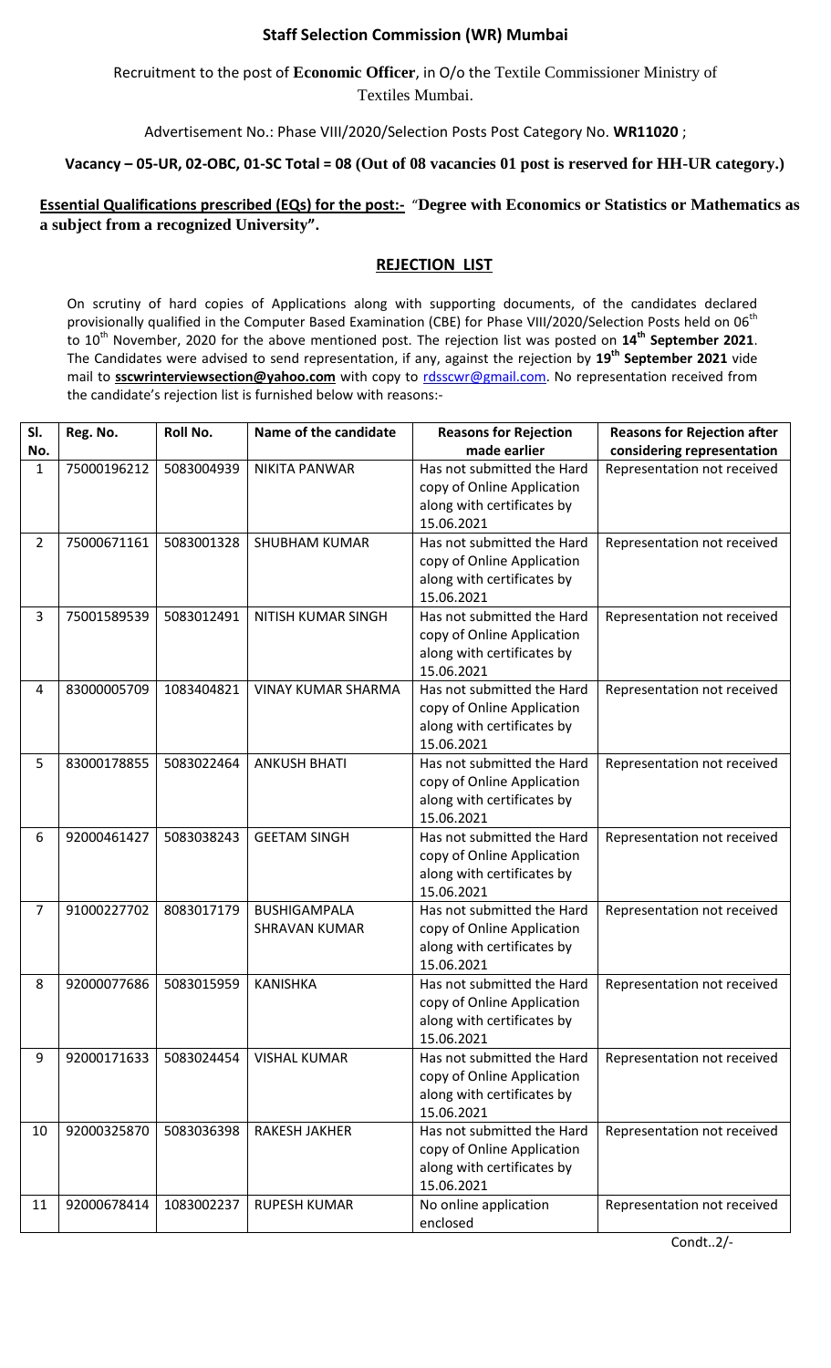## Staff Selection Commission (WR) Mumbai

Recruitment to the post of **Economic Officer**, in O/o the Textile Commissioner Ministry of Textiles Mumbai.

Advertisement No.: Phase VIII/2020/Selection Posts Post Category No. **WR11020** ;

**Vacancy – 05-UR, 02-OBC, 01-SC Total = 08 (Out of 08 vacancies 01 post is reserved for HH-UR category.)**

**Essential Qualifications prescribed (EQs) for the post:-** "**Degree with Economics or Statistics or Mathematics as a subject from a recognized University".**

### REJECTION LIST

On scrutiny of hard copies of Applications along with supporting documents, of the candidates declared provisionally qualified in the Computer Based Examination (CBE) for Phase VIII/2020/Selection Posts held on 06th to 10th November, 2020 for the above mentioned post. The rejection list was posted on **14th September 2021**. The Candidates were advised to send representation, if any, against the rejection by **19th September 2021** vide mail to **sscwrinterviewsection@yahoo.com** with copy to rdsscwr@gmail.com. No representation received from the candidate's rejection list is furnished below with reasons:-

| Sl. No. | Reg. No. | Roll No. | Name of the candidate | Reasons for Rejection made earlier | Reasons for Rejection after considering representation |
|---|---|---|---|---|---|
| 1 | 75000196212 | 5083004939 | NIKITA PANWAR | Has not submitted the Hard copy of Online Application along with certificates by 15.06.2021 | Representation not received |
| 2 | 75000671161 | 5083001328 | SHUBHAM KUMAR | Has not submitted the Hard copy of Online Application along with certificates by 15.06.2021 | Representation not received |
| 3 | 75001589539 | 5083012491 | NITISH KUMAR SINGH | Has not submitted the Hard copy of Online Application along with certificates by 15.06.2021 | Representation not received |
| 4 | 83000005709 | 1083404821 | VINAY KUMAR SHARMA | Has not submitted the Hard copy of Online Application along with certificates by 15.06.2021 | Representation not received |
| 5 | 83000178855 | 5083022464 | ANKUSH BHATI | Has not submitted the Hard copy of Online Application along with certificates by 15.06.2021 | Representation not received |
| 6 | 92000461427 | 5083038243 | GEETAM SINGH | Has not submitted the Hard copy of Online Application along with certificates by 15.06.2021 | Representation not received |
| 7 | 91000227702 | 8083017179 | BUSHIGAMPALA SHRAVAN KUMAR | Has not submitted the Hard copy of Online Application along with certificates by 15.06.2021 | Representation not received |
| 8 | 92000077686 | 5083015959 | KANISHKA | Has not submitted the Hard copy of Online Application along with certificates by 15.06.2021 | Representation not received |
| 9 | 92000171633 | 5083024454 | VISHAL KUMAR | Has not submitted the Hard copy of Online Application along with certificates by 15.06.2021 | Representation not received |
| 10 | 92000325870 | 5083036398 | RAKESH JAKHER | Has not submitted the Hard copy of Online Application along with certificates by 15.06.2021 | Representation not received |
| 11 | 92000678414 | 1083002237 | RUPESH KUMAR | No online application enclosed | Representation not received |

Condt..2/-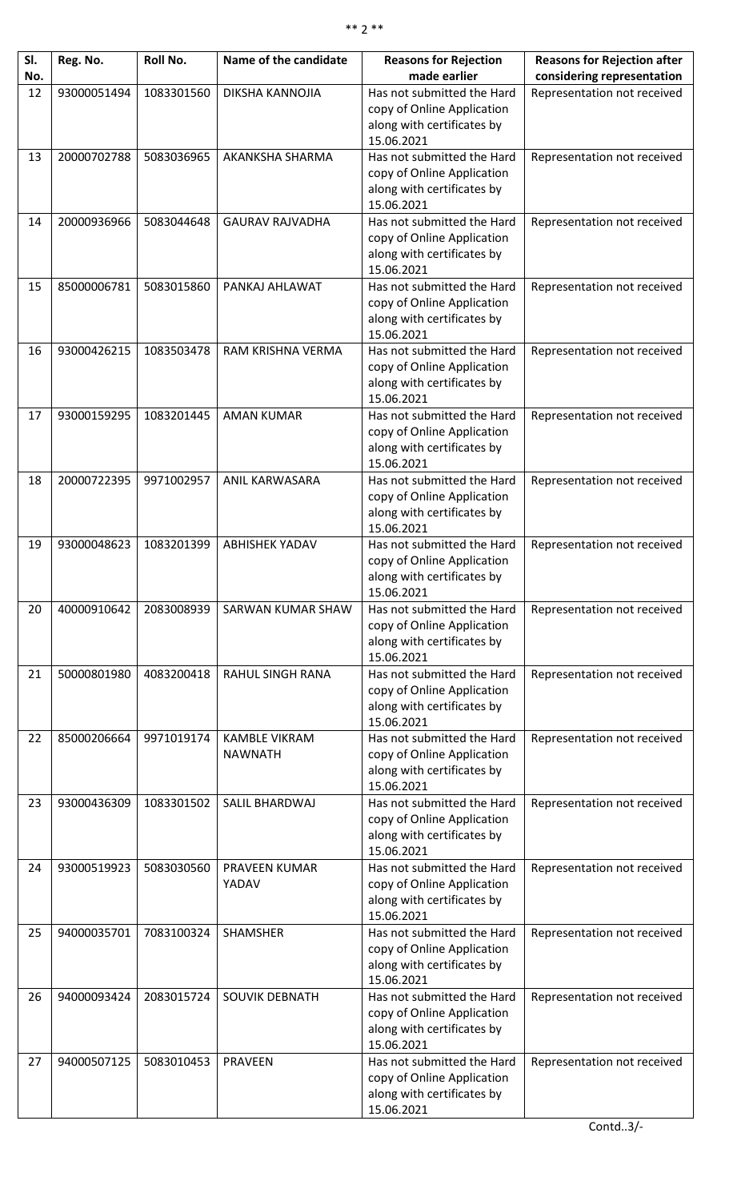| Sl. No. | Reg. No. | Roll No. | Name of the candidate | Reasons for Rejection made earlier | Reasons for Rejection after considering representation |
|---|---|---|---|---|---|
| 12 | 93000051494 | 1083301560 | DIKSHA KANNOJIA | Has not submitted the Hard copy of Online Application along with certificates by 15.06.2021 | Representation not received |
| 13 | 20000702788 | 5083036965 | AKANKSHA SHARMA | Has not submitted the Hard copy of Online Application along with certificates by 15.06.2021 | Representation not received |
| 14 | 20000936966 | 5083044648 | GAURAV RAJVADHA | Has not submitted the Hard copy of Online Application along with certificates by 15.06.2021 | Representation not received |
| 15 | 85000006781 | 5083015860 | PANKAJ AHLAWAT | Has not submitted the Hard copy of Online Application along with certificates by 15.06.2021 | Representation not received |
| 16 | 93000426215 | 1083503478 | RAM KRISHNA VERMA | Has not submitted the Hard copy of Online Application along with certificates by 15.06.2021 | Representation not received |
| 17 | 93000159295 | 1083201445 | AMAN KUMAR | Has not submitted the Hard copy of Online Application along with certificates by 15.06.2021 | Representation not received |
| 18 | 20000722395 | 9971002957 | ANIL KARWASARA | Has not submitted the Hard copy of Online Application along with certificates by 15.06.2021 | Representation not received |
| 19 | 93000048623 | 1083201399 | ABHISHEK YADAV | Has not submitted the Hard copy of Online Application along with certificates by 15.06.2021 | Representation not received |
| 20 | 40000910642 | 2083008939 | SARWAN KUMAR SHAW | Has not submitted the Hard copy of Online Application along with certificates by 15.06.2021 | Representation not received |
| 21 | 50000801980 | 4083200418 | RAHUL SINGH RANA | Has not submitted the Hard copy of Online Application along with certificates by 15.06.2021 | Representation not received |
| 22 | 85000206664 | 9971019174 | KAMBLE VIKRAM NAWNATH | Has not submitted the Hard copy of Online Application along with certificates by 15.06.2021 | Representation not received |
| 23 | 93000436309 | 1083301502 | SALIL BHARDWAJ | Has not submitted the Hard copy of Online Application along with certificates by 15.06.2021 | Representation not received |
| 24 | 93000519923 | 5083030560 | PRAVEEN KUMAR YADAV | Has not submitted the Hard copy of Online Application along with certificates by 15.06.2021 | Representation not received |
| 25 | 94000035701 | 7083100324 | SHAMSHER | Has not submitted the Hard copy of Online Application along with certificates by 15.06.2021 | Representation not received |
| 26 | 94000093424 | 2083015724 | SOUVIK DEBNATH | Has not submitted the Hard copy of Online Application along with certificates by 15.06.2021 | Representation not received |
| 27 | 94000507125 | 5083010453 | PRAVEEN | Has not submitted the Hard copy of Online Application along with certificates by 15.06.2021 | Representation not received |

Contd..3/-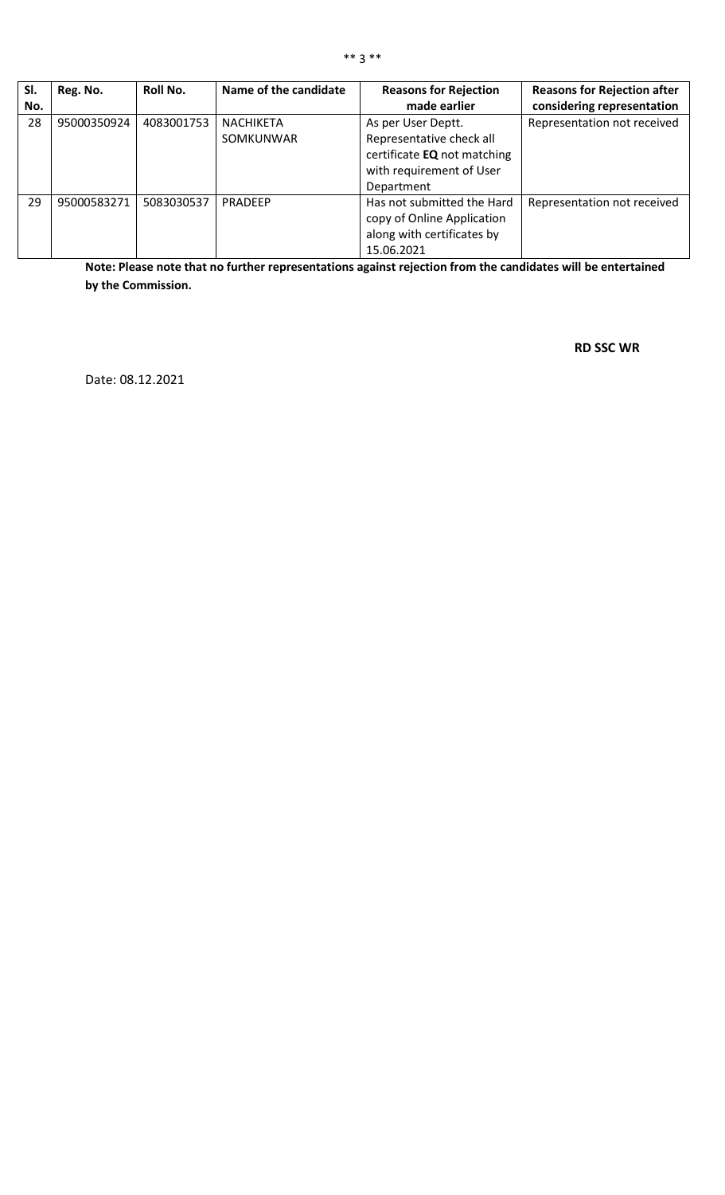| Sl. No. | Reg. No. | Roll No. | Name of the candidate | Reasons for Rejection made earlier | Reasons for Rejection after considering representation |
|---|---|---|---|---|---|
| 28 | 95000350924 | 4083001753 | NACHIKETA SOMKUNWAR | As per User Deptt. Representative check all certificate **EQ** not matching with requirement of User Department | Representation not received |
| 29 | 95000583271 | 5083030537 | PRADEEP | Has not submitted the Hard copy of Online Application along with certificates by 15.06.2021 | Representation not received |

**Note: Please note that no further representations against rejection from the candidates will be entertained by the Commission.**

**RD SSC WR**

Date: 08.12.2021